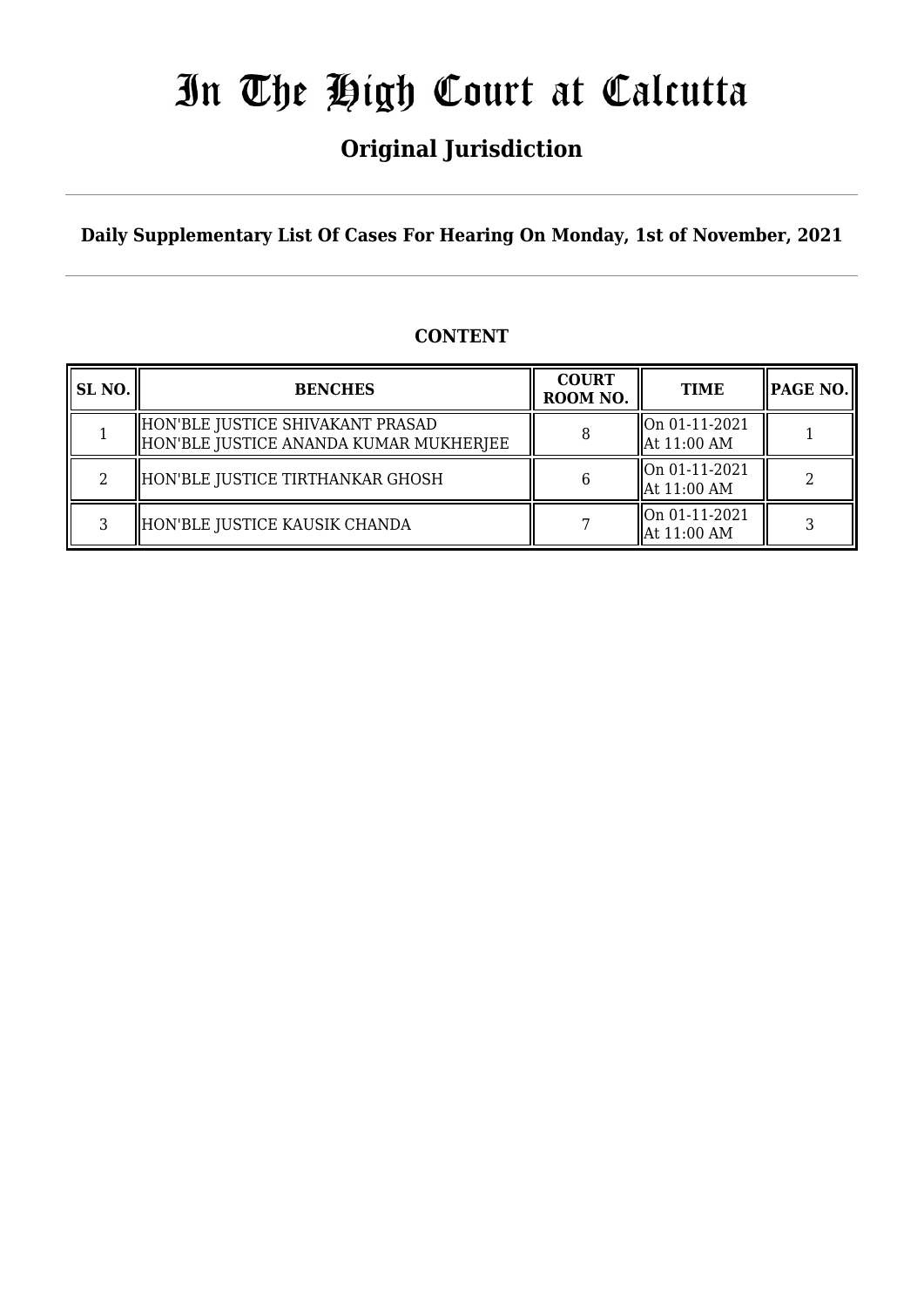# In The High Court at Calcutta

## Original Jurisdiction

**Daily Supplementary List Of Cases For Hearing On Monday, 1st of November, 2021**

### CONTENT

| SL NO. | BENCHES | COURT ROOM NO. | TIME | PAGE NO. |
|---|---|---|---|---|
| 1 | HON'BLE JUSTICE SHIVAKANT PRASAD<br>HON'BLE JUSTICE ANANDA KUMAR MUKHERJEE | 8 | On 01-11-2021<br>At 11:00 AM | 1 |
| 2 | HON'BLE JUSTICE TIRTHANKAR GHOSH | 6 | On 01-11-2021<br>At 11:00 AM | 2 |
| 3 | HON'BLE JUSTICE KAUSIK CHANDA | 7 | On 01-11-2021<br>At 11:00 AM | 3 |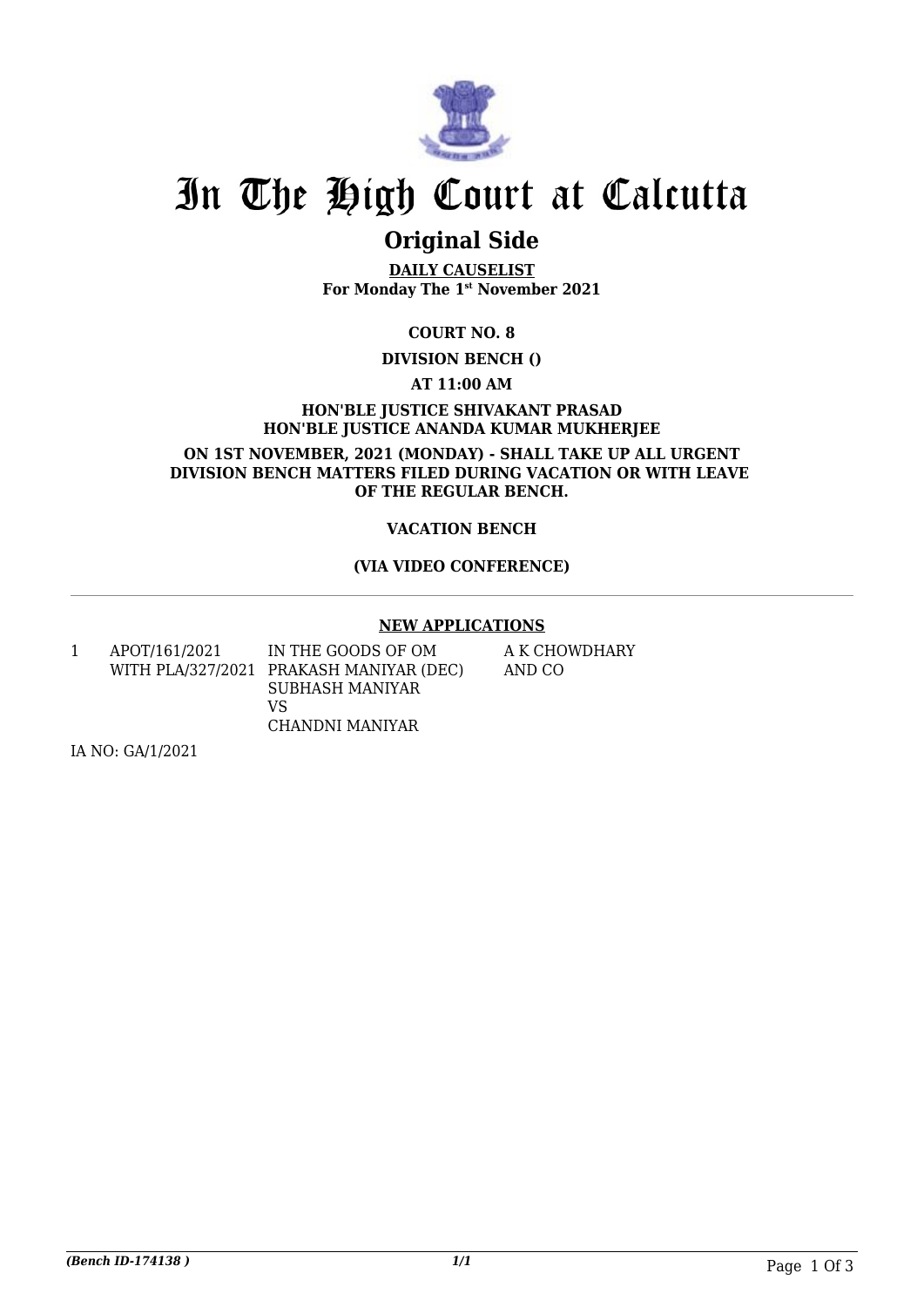# In The High Court at Calcutta

## Original Side

**DAILY CAUSELIST**
**For Monday The 1st November 2021**

**COURT NO. 8**

**DIVISION BENCH ()**

**AT 11:00 AM**

**HON'BLE JUSTICE SHIVAKANT PRASAD**
**HON'BLE JUSTICE ANANDA KUMAR MUKHERJEE**

**ON 1ST NOVEMBER, 2021 (MONDAY) - SHALL TAKE UP ALL URGENT DIVISION BENCH MATTERS FILED DURING VACATION OR WITH LEAVE OF THE REGULAR BENCH.**

**VACATION BENCH**

**(VIA VIDEO CONFERENCE)**

---

**NEW APPLICATIONS**

| | | | |
|---|---|---|---|
| 1 | APOT/161/2021 WITH PLA/327/2021 | IN THE GOODS OF OM PRAKASH MANIYAR (DEC) SUBHASH MANIYAR VS CHANDNI MANIYAR | A K CHOWDHARY AND CO |

IA NO: GA/1/2021

*(Bench ID-174138 )*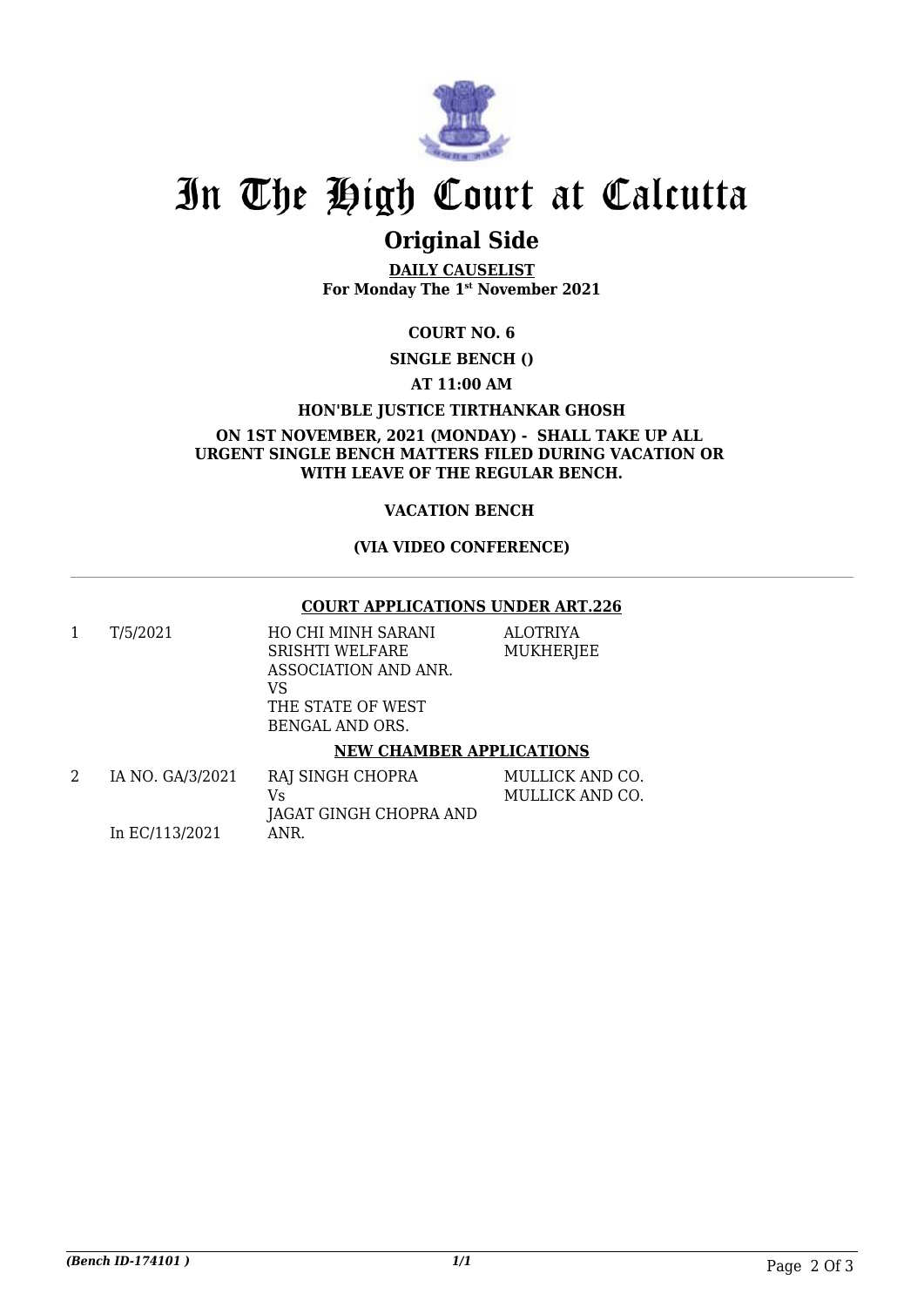# In The High Court at Calcutta

## Original Side

**DAILY CAUSELIST**
**For Monday The 1st November 2021**

**COURT NO. 6**

**SINGLE BENCH ()**

**AT 11:00 AM**

**HON'BLE JUSTICE TIRTHANKAR GHOSH**

**ON 1ST NOVEMBER, 2021 (MONDAY) - SHALL TAKE UP ALL URGENT SINGLE BENCH MATTERS FILED DURING VACATION OR WITH LEAVE OF THE REGULAR BENCH.**

**VACATION BENCH**

**(VIA VIDEO CONFERENCE)**

---

**COURT APPLICATIONS UNDER ART.226**

| | | | |
|---|---|---|---|
| 1 | T/5/2021 | HO CHI MINH SARANI SRISHTI WELFARE ASSOCIATION AND ANR. VS THE STATE OF WEST BENGAL AND ORS. | ALOTRIYA MUKHERJEE |

**NEW CHAMBER APPLICATIONS**

| | | | |
|---|---|---|---|
| 2 | IA NO. GA/3/2021 In EC/113/2021 | RAJ SINGH CHOPRA Vs JAGAT GINGH CHOPRA AND ANR. | MULLICK AND CO. MULLICK AND CO. |

*(Bench ID-174101 )*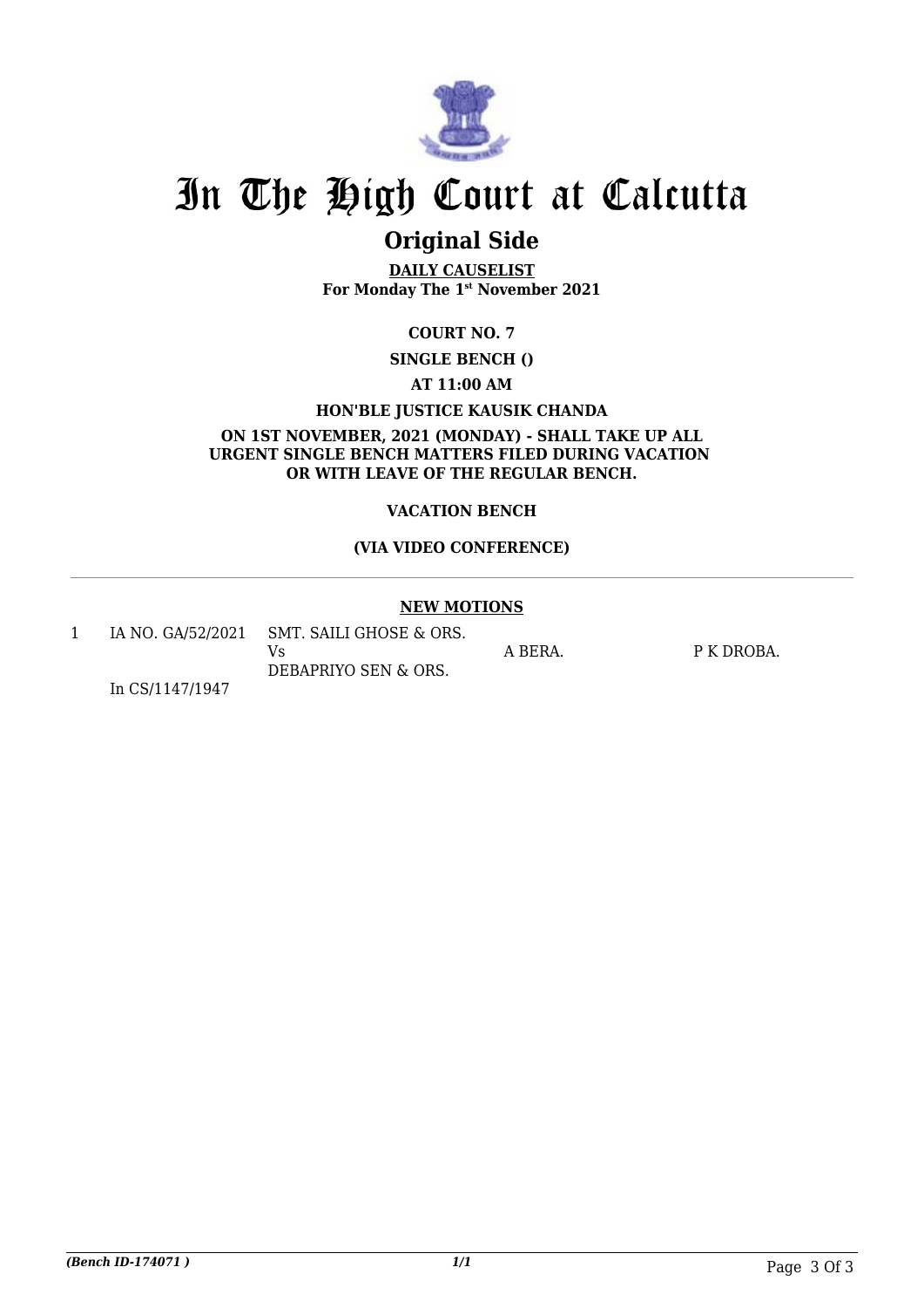# In The High Court at Calcutta

## Original Side

**DAILY CAUSELIST**
**For Monday The 1st November 2021**

**COURT NO. 7**

**SINGLE BENCH ()**

**AT 11:00 AM**

**HON'BLE JUSTICE KAUSIK CHANDA**

**ON 1ST NOVEMBER, 2021 (MONDAY) - SHALL TAKE UP ALL URGENT SINGLE BENCH MATTERS FILED DURING VACATION OR WITH LEAVE OF THE REGULAR BENCH.**

**VACATION BENCH**

**(VIA VIDEO CONFERENCE)**

---

**NEW MOTIONS**

| | | | | |
|---|---|---|---|---|
| 1 | IA NO. GA/52/2021<br>In CS/1147/1947 | SMT. SAILI GHOSE & ORS.<br>Vs<br>DEBAPRIYO SEN & ORS. | A BERA. | P K DROBA. |

*(Bench ID-174071 )*